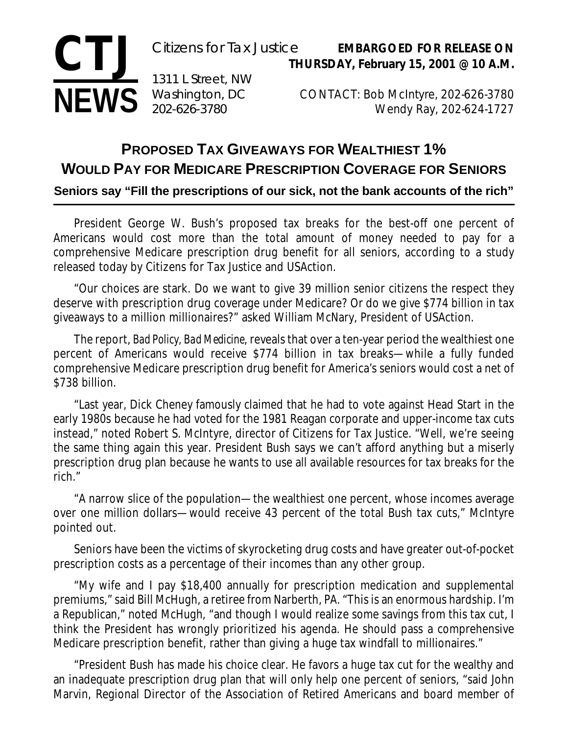**CTJ NEWS**

Citizens for Tax Justice
1311 L Street, NW
Washington, DC
202-626-3780

**EMBARGOED FOR RELEASE ON THURSDAY, February 15, 2001 @ 10 A.M.**

CONTACT: Bob McIntyre, 202-626-3780
Wendy Ray, 202-624-1727

# PROPOSED TAX GIVEAWAYS FOR WEALTHIEST 1% WOULD PAY FOR MEDICARE PRESCRIPTION COVERAGE FOR SENIORS

**Seniors say "Fill the prescriptions of our sick, not the bank accounts of the rich"**

President George W. Bush's proposed tax breaks for the best-off one percent of Americans would cost more than the total amount of money needed to pay for a comprehensive Medicare prescription drug benefit for all seniors, according to a study released today by Citizens for Tax Justice and USAction.

"Our choices are stark. Do we want to give 39 million senior citizens the respect they deserve with prescription drug coverage under Medicare? Or do we give $774 billion in tax giveaways to a million millionaires?" asked William McNary, President of USAction.

The report, *Bad Policy, Bad Medicine*, reveals that over a ten-year period the wealthiest one percent of Americans would receive $774 billion in tax breaks—while a fully funded comprehensive Medicare prescription drug benefit for America's seniors would cost a net of $738 billion.

"Last year, Dick Cheney famously claimed that he had to vote against Head Start in the early 1980s because he had voted for the 1981 Reagan corporate and upper-income tax cuts instead," noted Robert S. McIntyre, director of Citizens for Tax Justice. "Well, we're seeing the same thing again this year. President Bush says we can't afford anything but a miserly prescription drug plan because he wants to use all available resources for tax breaks for the rich."

"A narrow slice of the population—the wealthiest one percent, whose incomes average over one million dollars—would receive 43 percent of the total Bush tax cuts," McIntyre pointed out.

Seniors have been the victims of skyrocketing drug costs and have greater out-of-pocket prescription costs as a percentage of their incomes than any other group.

"My wife and I pay $18,400 annually for prescription medication and supplemental premiums," said Bill McHugh, a retiree from Narberth, PA. "This is an enormous hardship. I'm a Republican," noted McHugh, "and though I would realize some savings from this tax cut, I think the President has wrongly prioritized his agenda. He should pass a comprehensive Medicare prescription benefit, rather than giving a huge tax windfall to millionaires."

"President Bush has made his choice clear. He favors a huge tax cut for the wealthy and an inadequate prescription drug plan that will only help one percent of seniors, "said John Marvin, Regional Director of the Association of Retired Americans and board member of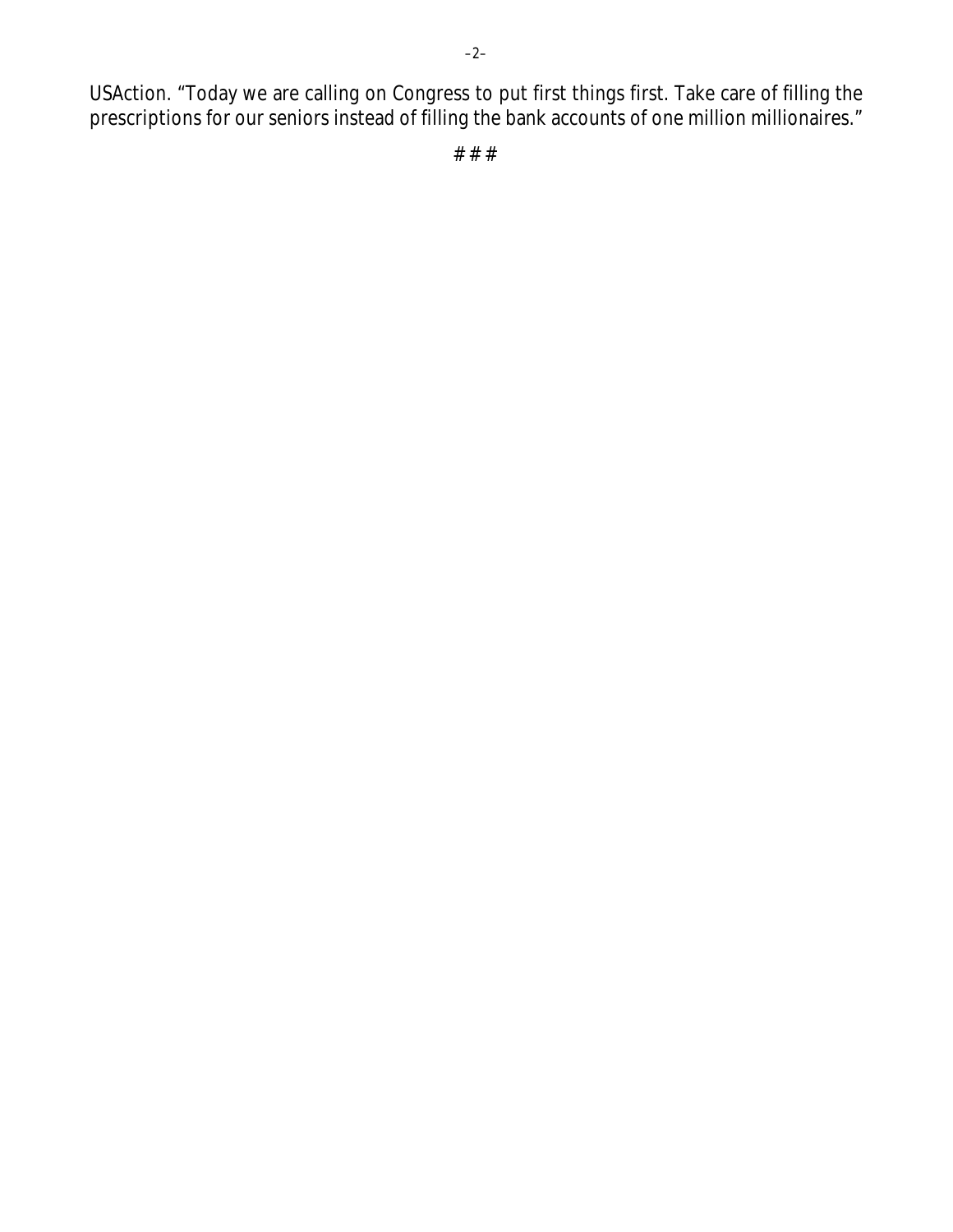USAction. “Today we are calling on Congress to put first things first. Take care of filling the prescriptions for our seniors instead of filling the bank accounts of one million millionaires.”

# # #